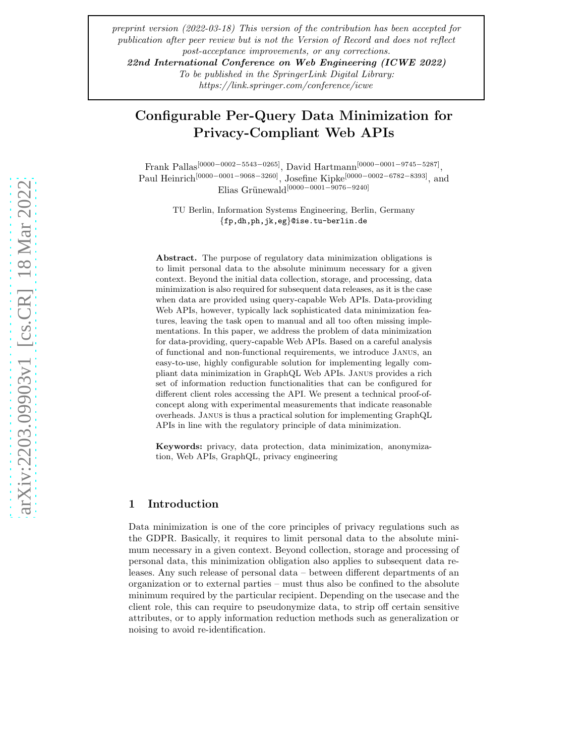*preprint version (2022-03-18) This version of the contribution has been accepted for publication after peer review but is not the Version of Record and does not reflect post-acceptance improvements, or any corrections.*
***22nd International Conference on Web Engineering (ICWE 2022)***
*To be published in the SpringerLink Digital Library:*
*https://link.springer.com/conference/icwe*

# Configurable Per-Query Data Minimization for Privacy-Compliant Web APIs

Frank Pallas[0000-0002-5543-0265], David Hartmann[0000-0001-9745-5287], Paul Heinrich[0000-0001-9068-3260], Josefine Kipke[0000-0002-6782-8393], and Elias Grünewald[0000-0001-9076-9240]

TU Berlin, Information Systems Engineering, Berlin, Germany
{fp,dh,ph,jk,eg}@ise.tu-berlin.de

**Abstract.** The purpose of regulatory data minimization obligations is to limit personal data to the absolute minimum necessary for a given context. Beyond the initial data collection, storage, and processing, data minimization is also required for subsequent data releases, as it is the case when data are provided using query-capable Web APIs. Data-providing Web APIs, however, typically lack sophisticated data minimization features, leaving the task open to manual and all too often missing implementations. In this paper, we address the problem of data minimization for data-providing, query-capable Web APIs. Based on a careful analysis of functional and non-functional requirements, we introduce Janus, an easy-to-use, highly configurable solution for implementing legally compliant data minimization in GraphQL Web APIs. Janus provides a rich set of information reduction functionalities that can be configured for different client roles accessing the API. We present a technical proof-of-concept along with experimental measurements that indicate reasonable overheads. Janus is thus a practical solution for implementing GraphQL APIs in line with the regulatory principle of data minimization.

**Keywords:** privacy, data protection, data minimization, anonymization, Web APIs, GraphQL, privacy engineering

## 1 Introduction

Data minimization is one of the core principles of privacy regulations such as the GDPR. Basically, it requires to limit personal data to the absolute minimum necessary in a given context. Beyond collection, storage and processing of personal data, this minimization obligation also applies to subsequent data releases. Any such release of personal data – between different departments of an organization or to external parties – must thus also be confined to the absolute minimum required by the particular recipient. Depending on the usecase and the client role, this can require to pseudonymize data, to strip off certain sensitive attributes, or to apply information reduction methods such as generalization or noising to avoid re-identification.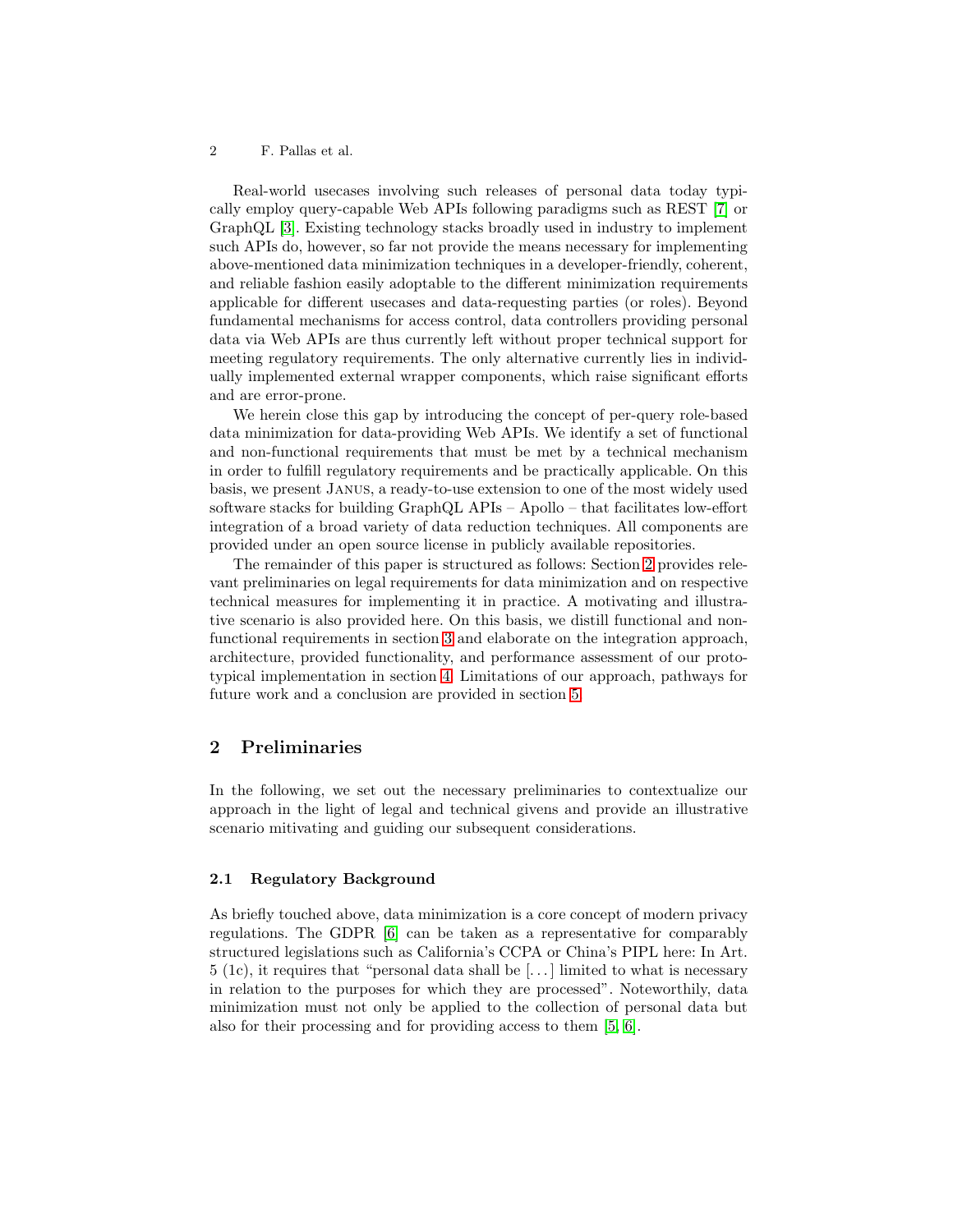Real-world usecases involving such releases of personal data today typically employ query-capable Web APIs following paradigms such as REST [7] or GraphQL [3]. Existing technology stacks broadly used in industry to implement such APIs do, however, so far not provide the means necessary for implementing above-mentioned data minimization techniques in a developer-friendly, coherent, and reliable fashion easily adoptable to the different minimization requirements applicable for different usecases and data-requesting parties (or roles). Beyond fundamental mechanisms for access control, data controllers providing personal data via Web APIs are thus currently left without proper technical support for meeting regulatory requirements. The only alternative currently lies in individually implemented external wrapper components, which raise significant efforts and are error-prone.

We herein close this gap by introducing the concept of per-query role-based data minimization for data-providing Web APIs. We identify a set of functional and non-functional requirements that must be met by a technical mechanism in order to fulfill regulatory requirements and be practically applicable. On this basis, we present Janus, a ready-to-use extension to one of the most widely used software stacks for building GraphQL APIs – Apollo – that facilitates low-effort integration of a broad variety of data reduction techniques. All components are provided under an open source license in publicly available repositories.

The remainder of this paper is structured as follows: Section 2 provides relevant preliminaries on legal requirements for data minimization and on respective technical measures for implementing it in practice. A motivating and illustrative scenario is also provided here. On this basis, we distill functional and non-functional requirements in section 3 and elaborate on the integration approach, architecture, provided functionality, and performance assessment of our prototypical implementation in section 4. Limitations of our approach, pathways for future work and a conclusion are provided in section 5.

## 2 Preliminaries

In the following, we set out the necessary preliminaries to contextualize our approach in the light of legal and technical givens and provide an illustrative scenario mitivating and guiding our subsequent considerations.

### 2.1 Regulatory Background

As briefly touched above, data minimization is a core concept of modern privacy regulations. The GDPR [6] can be taken as a representative for comparably structured legislations such as California's CCPA or China's PIPL here: In Art. 5 (1c), it requires that "personal data shall be [...] limited to what is necessary in relation to the purposes for which they are processed". Noteworthily, data minimization must not only be applied to the collection of personal data but also for their processing and for providing access to them [5, 6].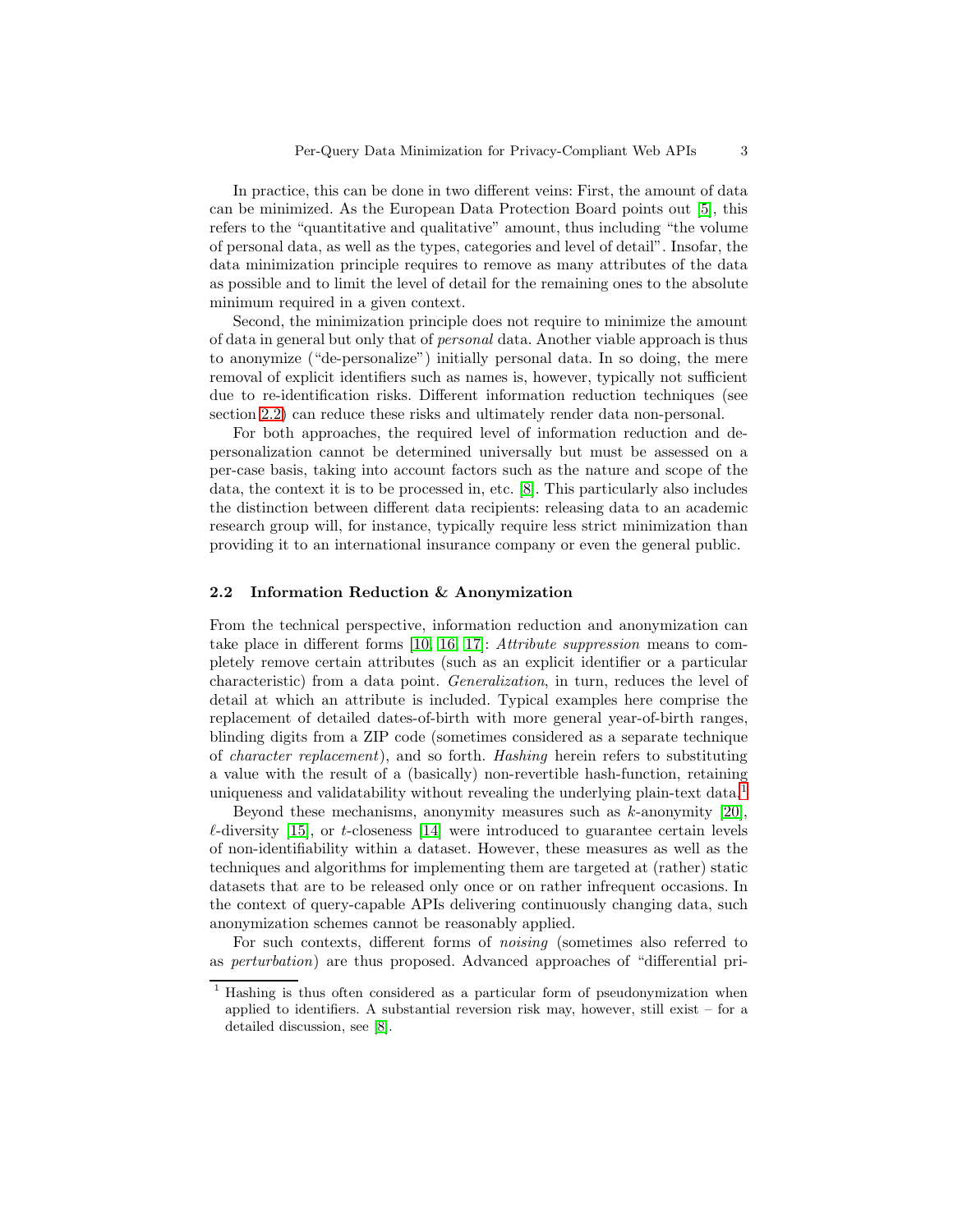In practice, this can be done in two different veins: First, the amount of data can be minimized. As the European Data Protection Board points out [5], this refers to the "quantitative and qualitative" amount, thus including "the volume of personal data, as well as the types, categories and level of detail". Insofar, the data minimization principle requires to remove as many attributes of the data as possible and to limit the level of detail for the remaining ones to the absolute minimum required in a given context.

Second, the minimization principle does not require to minimize the amount of data in general but only that of *personal* data. Another viable approach is thus to anonymize ("de-personalize") initially personal data. In so doing, the mere removal of explicit identifiers such as names is, however, typically not sufficient due to re-identification risks. Different information reduction techniques (see section 2.2) can reduce these risks and ultimately render data non-personal.

For both approaches, the required level of information reduction and de-personalization cannot be determined universally but must be assessed on a per-case basis, taking into account factors such as the nature and scope of the data, the context it is to be processed in, etc. [8]. This particularly also includes the distinction between different data recipients: releasing data to an academic research group will, for instance, typically require less strict minimization than providing it to an international insurance company or even the general public.

### 2.2 Information Reduction & Anonymization

From the technical perspective, information reduction and anonymization can take place in different forms [10, 16, 17]: *Attribute suppression* means to completely remove certain attributes (such as an explicit identifier or a particular characteristic) from a data point. *Generalization*, in turn, reduces the level of detail at which an attribute is included. Typical examples here comprise the replacement of detailed dates-of-birth with more general year-of-birth ranges, blinding digits from a ZIP code (sometimes considered as a separate technique of *character replacement*), and so forth. *Hashing* herein refers to substituting a value with the result of a (basically) non-revertible hash-function, retaining uniqueness and validatability without revealing the underlying plain-text data.[1]

Beyond these mechanisms, anonymity measures such as $k$-anonymity [20], $\ell$-diversity [15], or $t$-closeness [14] were introduced to guarantee certain levels of non-identifiability within a dataset. However, these measures as well as the techniques and algorithms for implementing them are targeted at (rather) static datasets that are to be released only once or on rather infrequent occasions. In the context of query-capable APIs delivering continuously changing data, such anonymization schemes cannot be reasonably applied.

For such contexts, different forms of *noising* (sometimes also referred to as *perturbation*) are thus proposed. Advanced approaches of "differential pri-

[1] Hashing is thus often considered as a particular form of pseudonymization when applied to identifiers. A substantial reversion risk may, however, still exist – for a detailed discussion, see [8].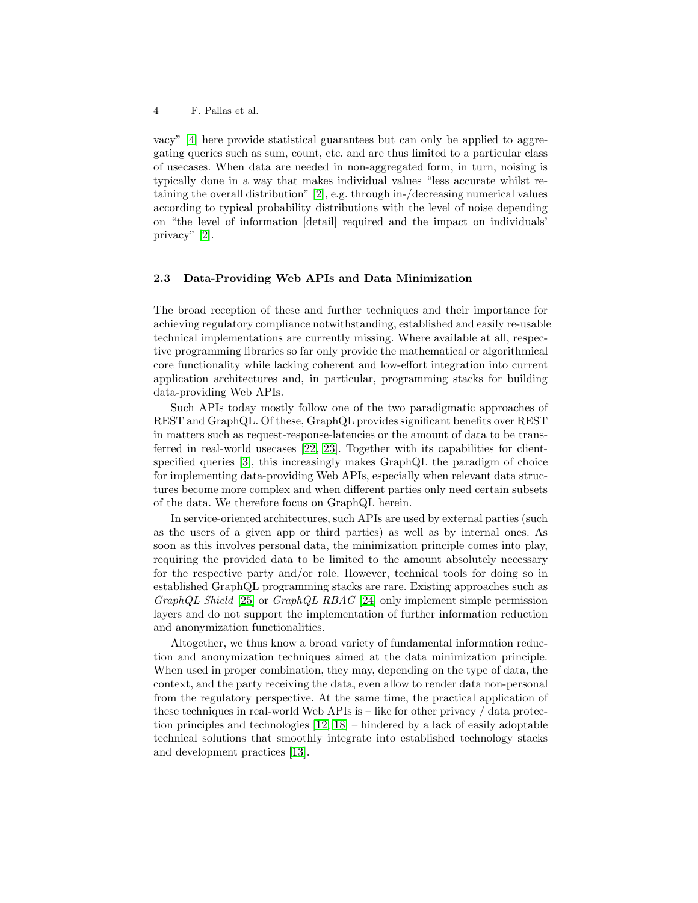vacy" [4] here provide statistical guarantees but can only be applied to aggregating queries such as sum, count, etc. and are thus limited to a particular class of usecases. When data are needed in non-aggregated form, in turn, noising is typically done in a way that makes individual values "less accurate whilst retaining the overall distribution" [2], e.g. through in-/decreasing numerical values according to typical probability distributions with the level of noise depending on "the level of information [detail] required and the impact on individuals' privacy" [2].

### 2.3 Data-Providing Web APIs and Data Minimization

The broad reception of these and further techniques and their importance for achieving regulatory compliance notwithstanding, established and easily re-usable technical implementations are currently missing. Where available at all, respective programming libraries so far only provide the mathematical or algorithmical core functionality while lacking coherent and low-effort integration into current application architectures and, in particular, programming stacks for building data-providing Web APIs.

Such APIs today mostly follow one of the two paradigmatic approaches of REST and GraphQL. Of these, GraphQL provides significant benefits over REST in matters such as request-response-latencies or the amount of data to be transferred in real-world usecases [22, 23]. Together with its capabilities for client-specified queries [3], this increasingly makes GraphQL the paradigm of choice for implementing data-providing Web APIs, especially when relevant data structures become more complex and when different parties only need certain subsets of the data. We therefore focus on GraphQL herein.

In service-oriented architectures, such APIs are used by external parties (such as the users of a given app or third parties) as well as by internal ones. As soon as this involves personal data, the minimization principle comes into play, requiring the provided data to be limited to the amount absolutely necessary for the respective party and/or role. However, technical tools for doing so in established GraphQL programming stacks are rare. Existing approaches such as *GraphQL Shield* [25] or *GraphQL RBAC* [24] only implement simple permission layers and do not support the implementation of further information reduction and anonymization functionalities.

Altogether, we thus know a broad variety of fundamental information reduction and anonymization techniques aimed at the data minimization principle. When used in proper combination, they may, depending on the type of data, the context, and the party receiving the data, even allow to render data non-personal from the regulatory perspective. At the same time, the practical application of these techniques in real-world Web APIs is – like for other privacy / data protection principles and technologies [12, 18] – hindered by a lack of easily adoptable technical solutions that smoothly integrate into established technology stacks and development practices [13].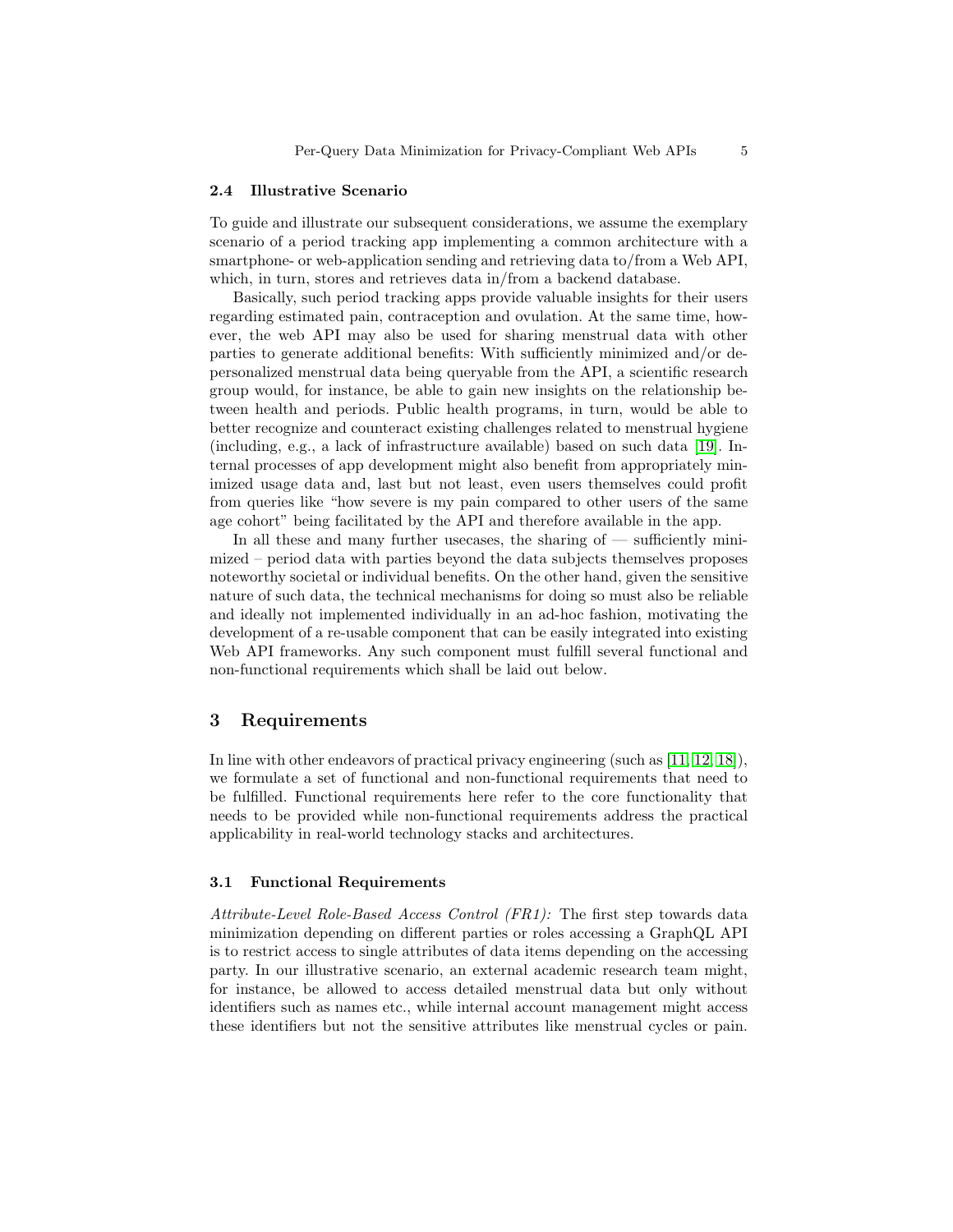### 2.4 Illustrative Scenario

To guide and illustrate our subsequent considerations, we assume the exemplary scenario of a period tracking app implementing a common architecture with a smartphone- or web-application sending and retrieving data to/from a Web API, which, in turn, stores and retrieves data in/from a backend database.

Basically, such period tracking apps provide valuable insights for their users regarding estimated pain, contraception and ovulation. At the same time, however, the web API may also be used for sharing menstrual data with other parties to generate additional benefits: With sufficiently minimized and/or depersonalized menstrual data being queryable from the API, a scientific research group would, for instance, be able to gain new insights on the relationship between health and periods. Public health programs, in turn, would be able to better recognize and counteract existing challenges related to menstrual hygiene (including, e.g., a lack of infrastructure available) based on such data [19]. Internal processes of app development might also benefit from appropriately minimized usage data and, last but not least, even users themselves could profit from queries like "how severe is my pain compared to other users of the same age cohort" being facilitated by the API and therefore available in the app.

In all these and many further usecases, the sharing of — sufficiently minimized – period data with parties beyond the data subjects themselves proposes noteworthy societal or individual benefits. On the other hand, given the sensitive nature of such data, the technical mechanisms for doing so must also be reliable and ideally not implemented individually in an ad-hoc fashion, motivating the development of a re-usable component that can be easily integrated into existing Web API frameworks. Any such component must fulfill several functional and non-functional requirements which shall be laid out below.

## 3 Requirements

In line with other endeavors of practical privacy engineering (such as [11, 12, 18]), we formulate a set of functional and non-functional requirements that need to be fulfilled. Functional requirements here refer to the core functionality that needs to be provided while non-functional requirements address the practical applicability in real-world technology stacks and architectures.

### 3.1 Functional Requirements

*Attribute-Level Role-Based Access Control (FR1):* The first step towards data minimization depending on different parties or roles accessing a GraphQL API is to restrict access to single attributes of data items depending on the accessing party. In our illustrative scenario, an external academic research team might, for instance, be allowed to access detailed menstrual data but only without identifiers such as names etc., while internal account management might access these identifiers but not the sensitive attributes like menstrual cycles or pain.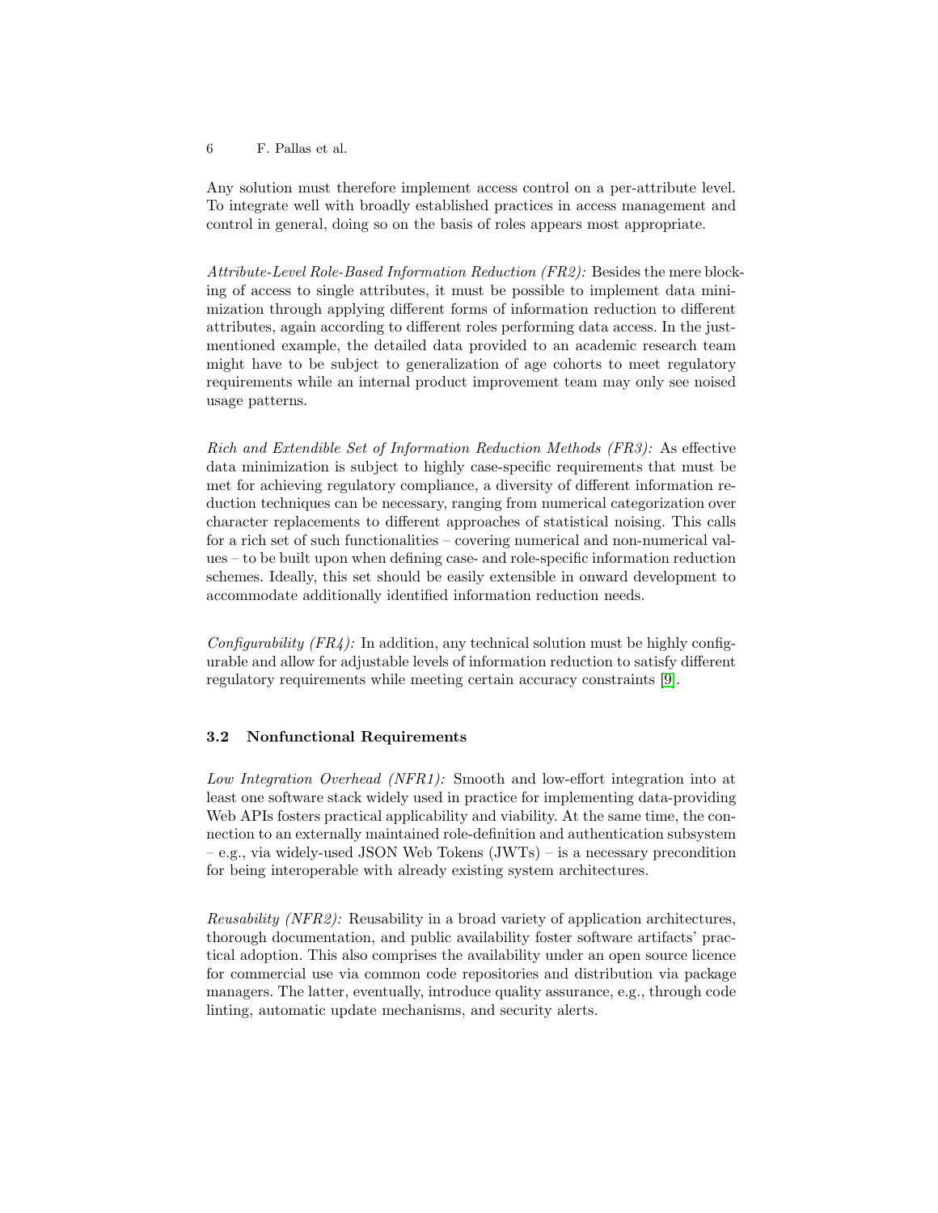Any solution must therefore implement access control on a per-attribute level. To integrate well with broadly established practices in access management and control in general, doing so on the basis of roles appears most appropriate.

*Attribute-Level Role-Based Information Reduction (FR2):* Besides the mere blocking of access to single attributes, it must be possible to implement data minimization through applying different forms of information reduction to different attributes, again according to different roles performing data access. In the just-mentioned example, the detailed data provided to an academic research team might have to be subject to generalization of age cohorts to meet regulatory requirements while an internal product improvement team may only see noised usage patterns.

*Rich and Extendible Set of Information Reduction Methods (FR3):* As effective data minimization is subject to highly case-specific requirements that must be met for achieving regulatory compliance, a diversity of different information reduction techniques can be necessary, ranging from numerical categorization over character replacements to different approaches of statistical noising. This calls for a rich set of such functionalities – covering numerical and non-numerical values – to be built upon when defining case- and role-specific information reduction schemes. Ideally, this set should be easily extensible in onward development to accommodate additionally identified information reduction needs.

*Configurability (FR4):* In addition, any technical solution must be highly configurable and allow for adjustable levels of information reduction to satisfy different regulatory requirements while meeting certain accuracy constraints [9].

### 3.2 Nonfunctional Requirements

*Low Integration Overhead (NFR1):* Smooth and low-effort integration into at least one software stack widely used in practice for implementing data-providing Web APIs fosters practical applicability and viability. At the same time, the connection to an externally maintained role-definition and authentication subsystem – e.g., via widely-used JSON Web Tokens (JWTs) – is a necessary precondition for being interoperable with already existing system architectures.

*Reusability (NFR2):* Reusability in a broad variety of application architectures, thorough documentation, and public availability foster software artifacts' practical adoption. This also comprises the availability under an open source licence for commercial use via common code repositories and distribution via package managers. The latter, eventually, introduce quality assurance, e.g., through code linting, automatic update mechanisms, and security alerts.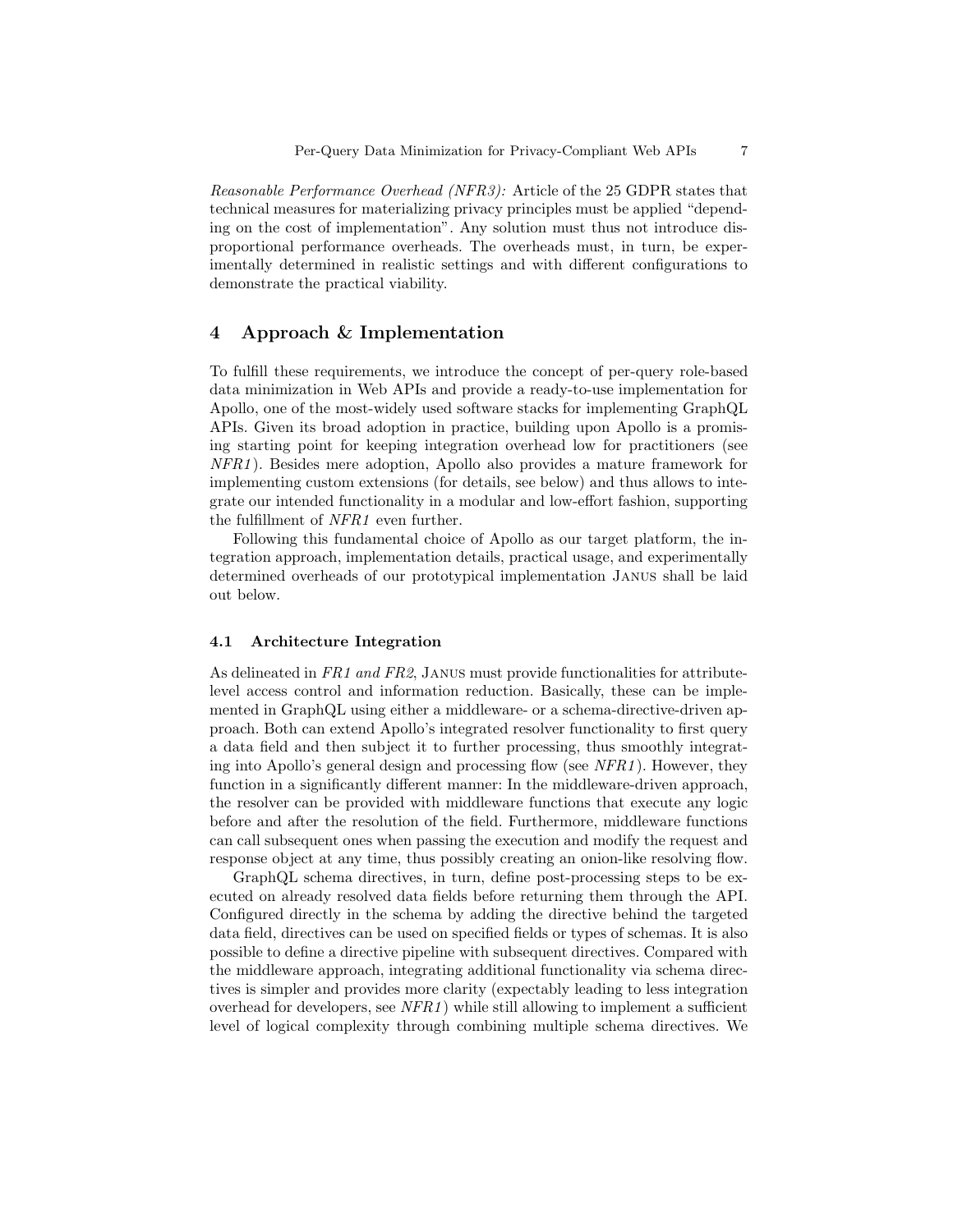*Reasonable Performance Overhead (NFR3):* Article of the 25 GDPR states that technical measures for materializing privacy principles must be applied "depending on the cost of implementation". Any solution must thus not introduce disproportional performance overheads. The overheads must, in turn, be experimentally determined in realistic settings and with different configurations to demonstrate the practical viability.

## 4 Approach & Implementation

To fulfill these requirements, we introduce the concept of per-query role-based data minimization in Web APIs and provide a ready-to-use implementation for Apollo, one of the most-widely used software stacks for implementing GraphQL APIs. Given its broad adoption in practice, building upon Apollo is a promising starting point for keeping integration overhead low for practitioners (see *NFR1*). Besides mere adoption, Apollo also provides a mature framework for implementing custom extensions (for details, see below) and thus allows to integrate our intended functionality in a modular and low-effort fashion, supporting the fulfillment of *NFR1* even further.

Following this fundamental choice of Apollo as our target platform, the integration approach, implementation details, practical usage, and experimentally determined overheads of our prototypical implementation Janus shall be laid out below.

### 4.1 Architecture Integration

As delineated in *FR1 and FR2*, Janus must provide functionalities for attribute-level access control and information reduction. Basically, these can be implemented in GraphQL using either a middleware- or a schema-directive-driven approach. Both can extend Apollo's integrated resolver functionality to first query a data field and then subject it to further processing, thus smoothly integrating into Apollo's general design and processing flow (see *NFR1*). However, they function in a significantly different manner: In the middleware-driven approach, the resolver can be provided with middleware functions that execute any logic before and after the resolution of the field. Furthermore, middleware functions can call subsequent ones when passing the execution and modify the request and response object at any time, thus possibly creating an onion-like resolving flow.

GraphQL schema directives, in turn, define post-processing steps to be executed on already resolved data fields before returning them through the API. Configured directly in the schema by adding the directive behind the targeted data field, directives can be used on specified fields or types of schemas. It is also possible to define a directive pipeline with subsequent directives. Compared with the middleware approach, integrating additional functionality via schema directives is simpler and provides more clarity (expectably leading to less integration overhead for developers, see *NFR1*) while still allowing to implement a sufficient level of logical complexity through combining multiple schema directives. We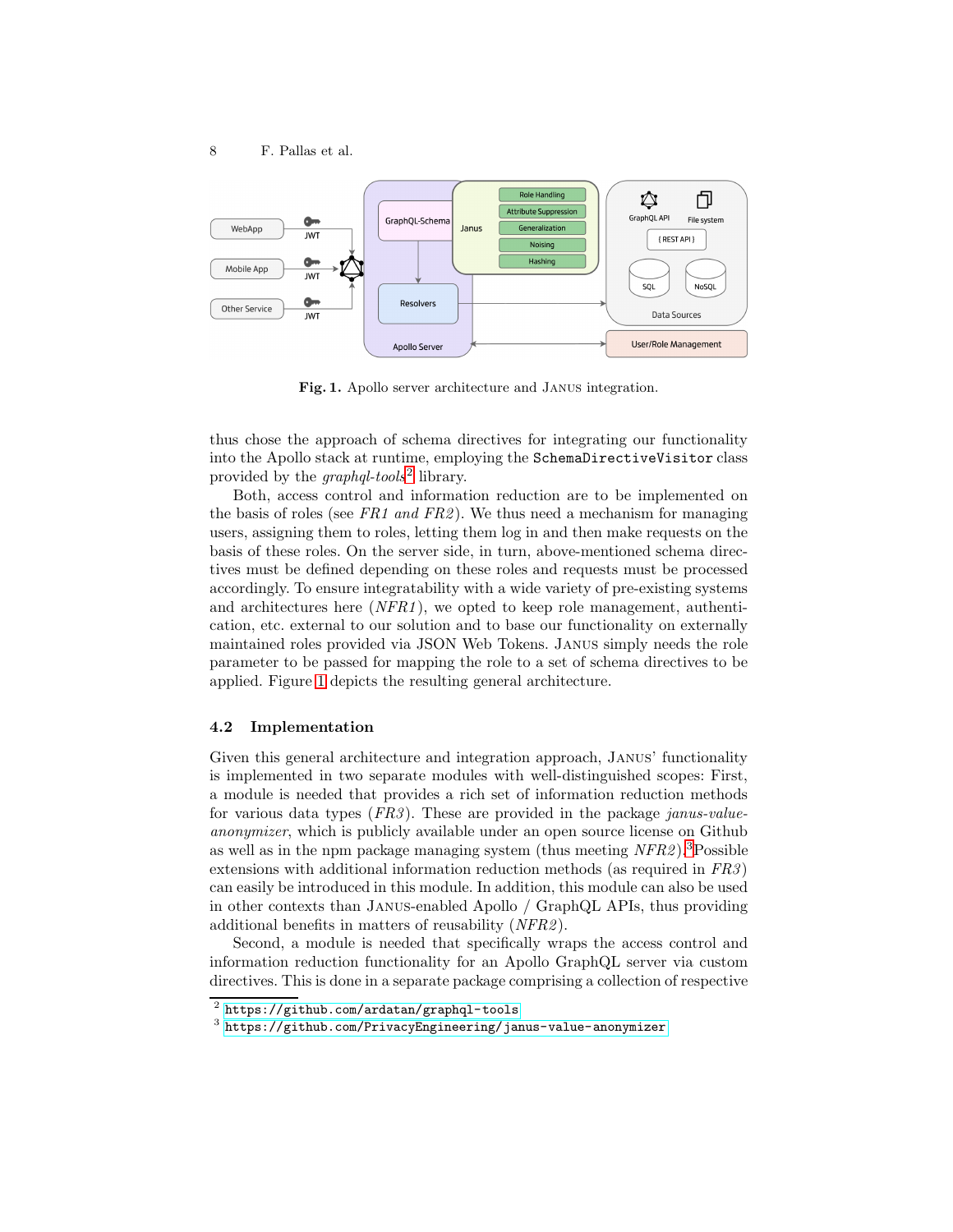**Fig. 1.** Apollo server architecture and Janus integration.

thus chose the approach of schema directives for integrating our functionality into the Apollo stack at runtime, employing the `SchemaDirectiveVisitor` class provided by the *graphql-tools*[2] library.

Both, access control and information reduction are to be implemented on the basis of roles (see *FR1 and FR2*). We thus need a mechanism for managing users, assigning them to roles, letting them log in and then make requests on the basis of these roles. On the server side, in turn, above-mentioned schema directives must be defined depending on these roles and requests must be processed accordingly. To ensure integratability with a wide variety of pre-existing systems and architectures here (*NFR1*), we opted to keep role management, authentication, etc. external to our solution and to base our functionality on externally maintained roles provided via JSON Web Tokens. Janus simply needs the role parameter to be passed for mapping the role to a set of schema directives to be applied. Figure 1 depicts the resulting general architecture.

### 4.2 Implementation

Given this general architecture and integration approach, Janus' functionality is implemented in two separate modules with well-distinguished scopes: First, a module is needed that provides a rich set of information reduction methods for various data types (*FR3*). These are provided in the package *janus-value-anonymizer*, which is publicly available under an open source license on Github as well as in the npm package managing system (thus meeting *NFR2*).[3] Possible extensions with additional information reduction methods (as required in *FR3*) can easily be introduced in this module. In addition, this module can also be used in other contexts than Janus-enabled Apollo / GraphQL APIs, thus providing additional benefits in matters of reusability (*NFR2*).

Second, a module is needed that specifically wraps the access control and information reduction functionality for an Apollo GraphQL server via custom directives. This is done in a separate package comprising a collection of respective

---

[2] https://github.com/ardatan/graphql-tools

[3] https://github.com/PrivacyEngineering/janus-value-anonymizer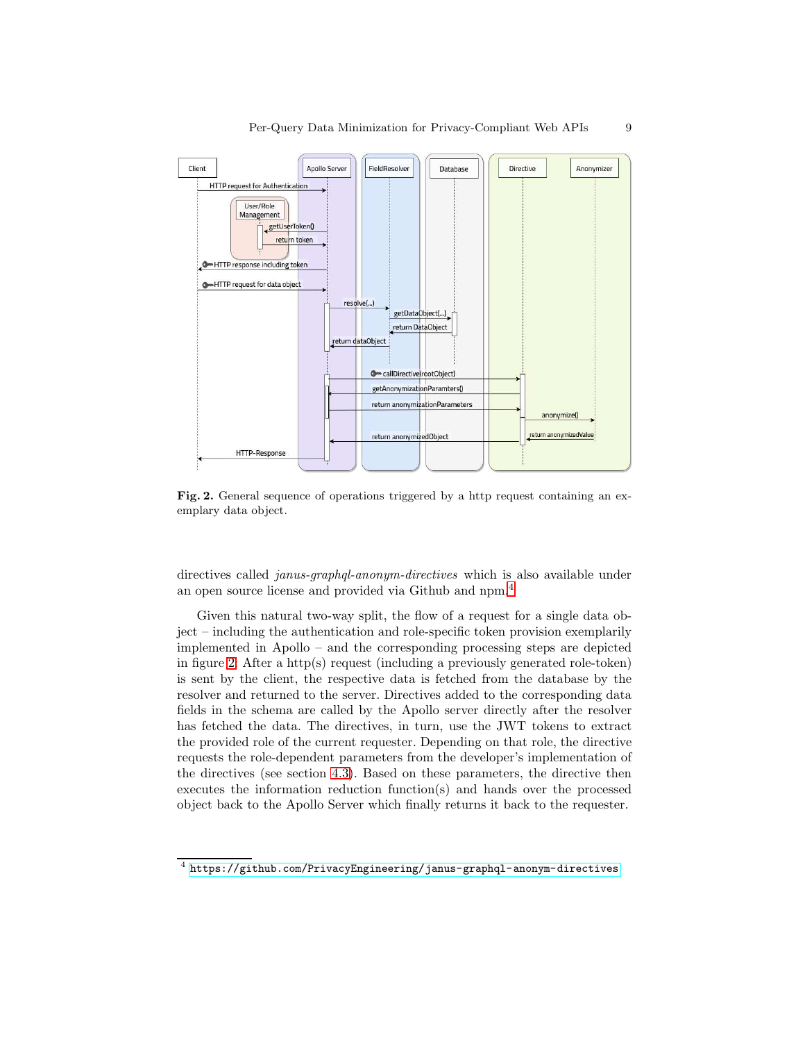**Fig. 2.** General sequence of operations triggered by a http request containing an exemplary data object.

directives called *janus-graphql-anonym-directives* which is also available under an open source license and provided via Github and npm.[4]

Given this natural two-way split, the flow of a request for a single data object – including the authentication and role-specific token provision exemplarily implemented in Apollo – and the corresponding processing steps are depicted in figure 2. After a http(s) request (including a previously generated role-token) is sent by the client, the respective data is fetched from the database by the resolver and returned to the server. Directives added to the corresponding data fields in the schema are called by the Apollo server directly after the resolver has fetched the data. The directives, in turn, use the JWT tokens to extract the provided role of the current requester. Depending on that role, the directive requests the role-dependent parameters from the developer's implementation of the directives (see section 4.3). Based on these parameters, the directive then executes the information reduction function(s) and hands over the processed object back to the Apollo Server which finally returns it back to the requester.

[4] https://github.com/PrivacyEngineering/janus-graphql-anonym-directives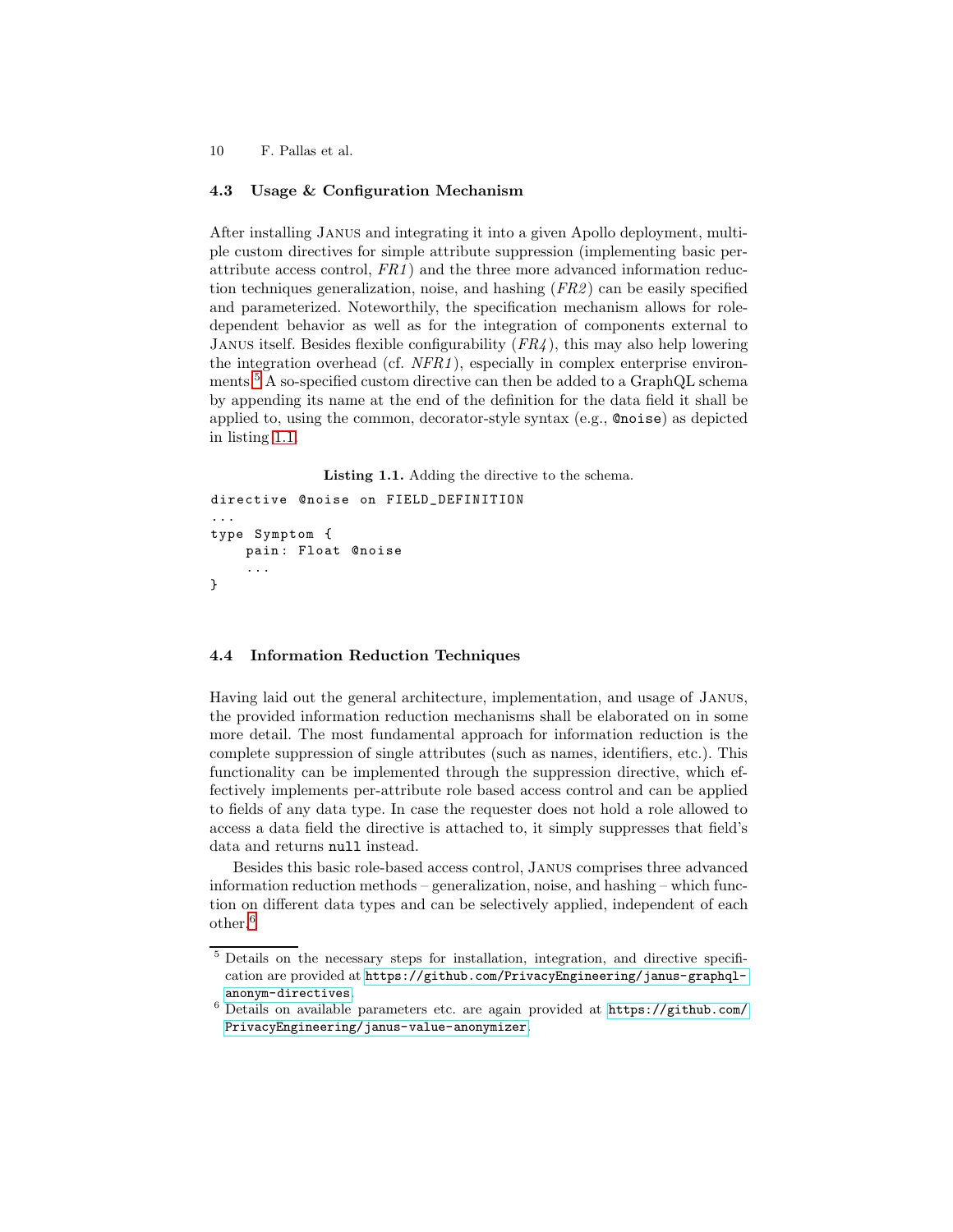### 4.3 Usage & Configuration Mechanism

After installing Janus and integrating it into a given Apollo deployment, multiple custom directives for simple attribute suppression (implementing basic per-attribute access control, *FR1*) and the three more advanced information reduction techniques generalization, noise, and hashing (*FR2*) can be easily specified and parameterized. Noteworthily, the specification mechanism allows for role-dependent behavior as well as for the integration of components external to Janus itself. Besides flexible configurability (*FR4*), this may also help lowering the integration overhead (cf. *NFR1*), especially in complex enterprise environments.[5] A so-specified custom directive can then be added to a GraphQL schema by appending its name at the end of the definition for the data field it shall be applied to, using the common, decorator-style syntax (e.g., `@noise`) as depicted in listing 1.1.

**Listing 1.1.** Adding the directive to the schema.

```
directive @noise on FIELD_DEFINITION
...
type Symptom {
    pain: Float @noise
    ...
}
```

### 4.4 Information Reduction Techniques

Having laid out the general architecture, implementation, and usage of Janus, the provided information reduction mechanisms shall be elaborated on in some more detail. The most fundamental approach for information reduction is the complete suppression of single attributes (such as names, identifiers, etc.). This functionality can be implemented through the suppression directive, which effectively implements per-attribute role based access control and can be applied to fields of any data type. In case the requester does not hold a role allowed to access a data field the directive is attached to, it simply suppresses that field's data and returns `null` instead.

Besides this basic role-based access control, Janus comprises three advanced information reduction methods – generalization, noise, and hashing – which function on different data types and can be selectively applied, independent of each other.[6]

---

[5] Details on the necessary steps for installation, integration, and directive specification are provided at https://github.com/PrivacyEngineering/janus-graphql-anonym-directives.

[6] Details on available parameters etc. are again provided at https://github.com/PrivacyEngineering/janus-value-anonymizer.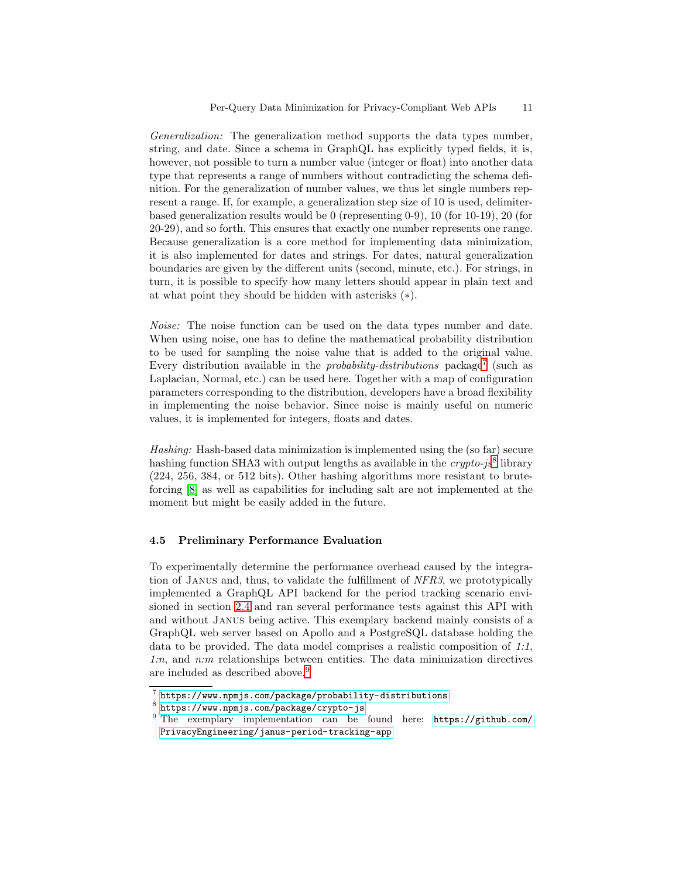*Generalization:* The generalization method supports the data types number, string, and date. Since a schema in GraphQL has explicitly typed fields, it is, however, not possible to turn a number value (integer or float) into another data type that represents a range of numbers without contradicting the schema definition. For the generalization of number values, we thus let single numbers represent a range. If, for example, a generalization step size of 10 is used, delimiter-based generalization results would be 0 (representing 0-9), 10 (for 10-19), 20 (for 20-29), and so forth. This ensures that exactly one number represents one range. Because generalization is a core method for implementing data minimization, it is also implemented for dates and strings. For dates, natural generalization boundaries are given by the different units (second, minute, etc.). For strings, in turn, it is possible to specify how many letters should appear in plain text and at what point they should be hidden with asterisks (∗).

*Noise:* The noise function can be used on the data types number and date. When using noise, one has to define the mathematical probability distribution to be used for sampling the noise value that is added to the original value. Every distribution available in the *probability-distributions* package[7] (such as Laplacian, Normal, etc.) can be used here. Together with a map of configuration parameters corresponding to the distribution, developers have a broad flexibility in implementing the noise behavior. Since noise is mainly useful on numeric values, it is implemented for integers, floats and dates.

*Hashing:* Hash-based data minimization is implemented using the (so far) secure hashing function SHA3 with output lengths as available in the *crypto-js*[8] library (224, 256, 384, or 512 bits). Other hashing algorithms more resistant to brute-forcing [8] as well as capabilities for including salt are not implemented at the moment but might be easily added in the future.

### 4.5 Preliminary Performance Evaluation

To experimentally determine the performance overhead caused by the integration of Janus and, thus, to validate the fulfillment of *NFR3*, we prototypically implemented a GraphQL API backend for the period tracking scenario envisioned in section 2.4 and ran several performance tests against this API with and without Janus being active. This exemplary backend mainly consists of a GraphQL web server based on Apollo and a PostgreSQL database holding the data to be provided. The data model comprises a realistic composition of *1:1*, *1:n*, and *n:m* relationships between entities. The data minimization directives are included as described above.[9]

---

[7] https://www.npmjs.com/package/probability-distributions

[8] https://www.npmjs.com/package/crypto-js

[9] The exemplary implementation can be found here: https://github.com/PrivacyEngineering/janus-period-tracking-app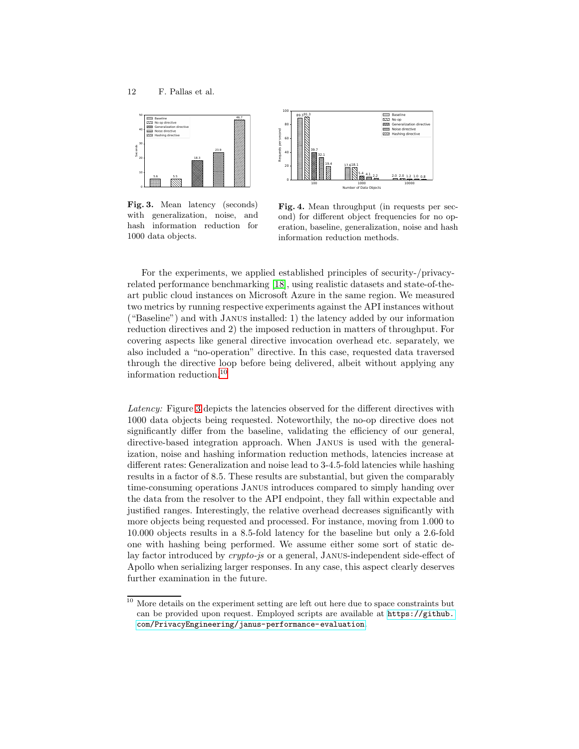**Fig. 3.** Mean latency (seconds) with generalization, noise, and hash information reduction for 1000 data objects.

**Fig. 4.** Mean throughput (in requests per second) for different object frequencies for no operation, baseline, generalization, noise and hash information reduction methods.

For the experiments, we applied established principles of security-/privacy-related performance benchmarking [18], using realistic datasets and state-of-the-art public cloud instances on Microsoft Azure in the same region. We measured two metrics by running respective experiments against the API instances without ("Baseline") and with Janus installed: 1) the latency added by our information reduction directives and 2) the imposed reduction in matters of throughput. For covering aspects like general directive invocation overhead etc. separately, we also included a "no-operation" directive. In this case, requested data traversed through the directive loop before being delivered, albeit without applying any information reduction.[10]

*Latency:* Figure 3 depicts the latencies observed for the different directives with 1000 data objects being requested. Noteworthily, the no-op directive does not significantly differ from the baseline, validating the efficiency of our general, directive-based integration approach. When Janus is used with the generalization, noise and hashing information reduction methods, latencies increase at different rates: Generalization and noise lead to 3-4.5-fold latencies while hashing results in a factor of 8.5. These results are substantial, but given the comparably time-consuming operations Janus introduces compared to simply handing over the data from the resolver to the API endpoint, they fall within expectable and justified ranges. Interestingly, the relative overhead decreases significantly with more objects being requested and processed. For instance, moving from 1.000 to 10.000 objects results in a 8.5-fold latency for the baseline but only a 2.6-fold one with hashing being performed. We assume either some sort of static delay factor introduced by *crypto-js* or a general, Janus-independent side-effect of Apollo when serializing larger responses. In any case, this aspect clearly deserves further examination in the future.

[10] More details on the experiment setting are left out here due to space constraints but can be provided upon request. Employed scripts are available at `https://github.com/PrivacyEngineering/janus-performance-evaluation`.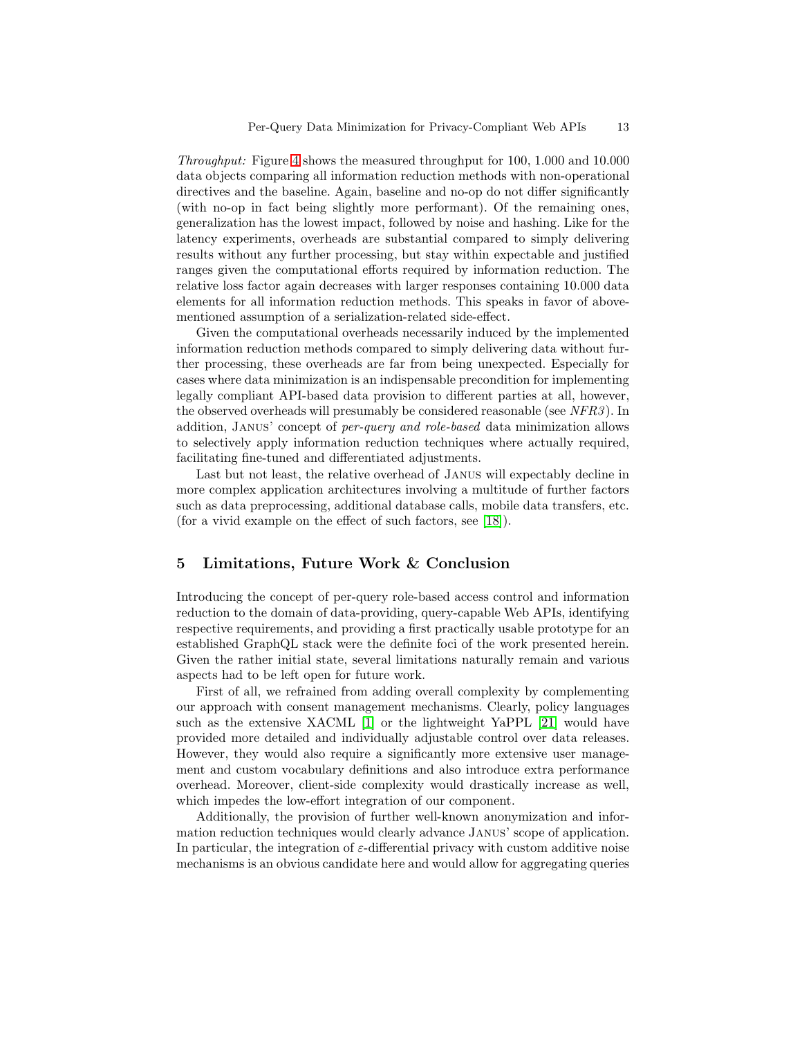*Throughput:* Figure 4 shows the measured throughput for 100, 1.000 and 10.000 data objects comparing all information reduction methods with non-operational directives and the baseline. Again, baseline and no-op do not differ significantly (with no-op in fact being slightly more performant). Of the remaining ones, generalization has the lowest impact, followed by noise and hashing. Like for the latency experiments, overheads are substantial compared to simply delivering results without any further processing, but stay within expectable and justified ranges given the computational efforts required by information reduction. The relative loss factor again decreases with larger responses containing 10.000 data elements for all information reduction methods. This speaks in favor of above-mentioned assumption of a serialization-related side-effect.

Given the computational overheads necessarily induced by the implemented information reduction methods compared to simply delivering data without further processing, these overheads are far from being unexpected. Especially for cases where data minimization is an indispensable precondition for implementing legally compliant API-based data provision to different parties at all, however, the observed overheads will presumably be considered reasonable (see *NFR3*). In addition, Janus' concept of *per-query and role-based* data minimization allows to selectively apply information reduction techniques where actually required, facilitating fine-tuned and differentiated adjustments.

Last but not least, the relative overhead of Janus will expectably decline in more complex application architectures involving a multitude of further factors such as data preprocessing, additional database calls, mobile data transfers, etc. (for a vivid example on the effect of such factors, see [18]).

## 5 Limitations, Future Work & Conclusion

Introducing the concept of per-query role-based access control and information reduction to the domain of data-providing, query-capable Web APIs, identifying respective requirements, and providing a first practically usable prototype for an established GraphQL stack were the definite foci of the work presented herein. Given the rather initial state, several limitations naturally remain and various aspects had to be left open for future work.

First of all, we refrained from adding overall complexity by complementing our approach with consent management mechanisms. Clearly, policy languages such as the extensive XACML [1] or the lightweight YaPPL [21] would have provided more detailed and individually adjustable control over data releases. However, they would also require a significantly more extensive user management and custom vocabulary definitions and also introduce extra performance overhead. Moreover, client-side complexity would drastically increase as well, which impedes the low-effort integration of our component.

Additionally, the provision of further well-known anonymization and information reduction techniques would clearly advance Janus' scope of application. In particular, the integration of $\varepsilon$-differential privacy with custom additive noise mechanisms is an obvious candidate here and would allow for aggregating queries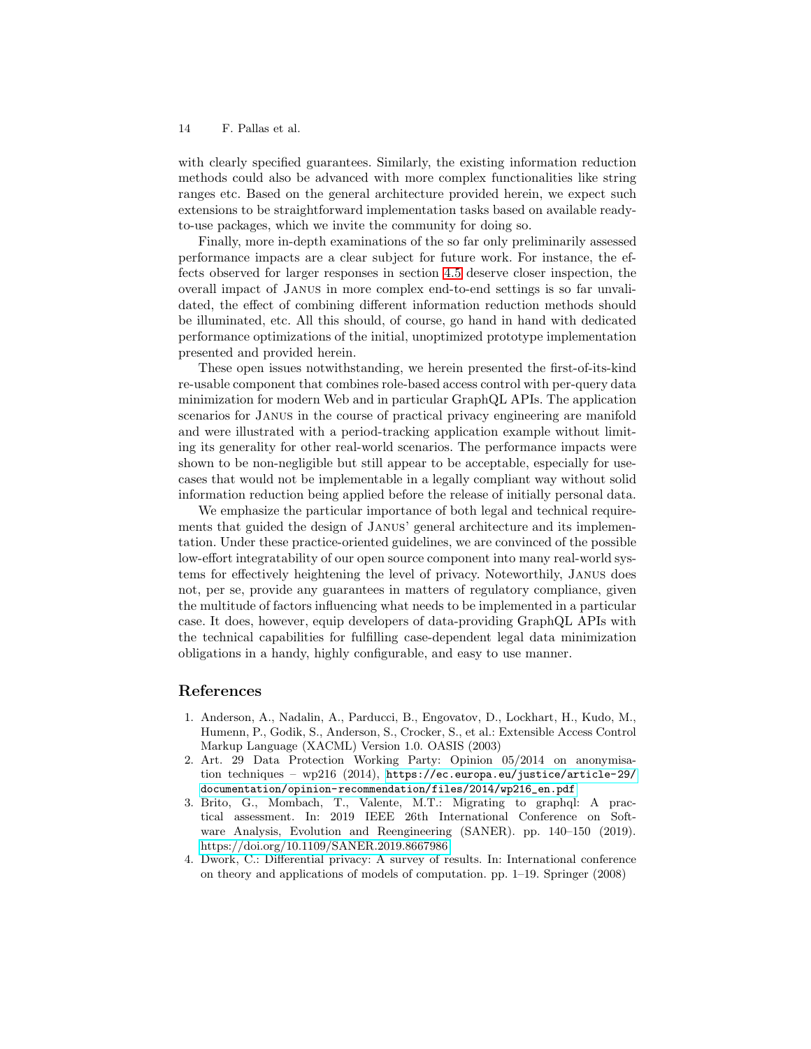with clearly specified guarantees. Similarly, the existing information reduction methods could also be advanced with more complex functionalities like string ranges etc. Based on the general architecture provided herein, we expect such extensions to be straightforward implementation tasks based on available ready-to-use packages, which we invite the community for doing so.

Finally, more in-depth examinations of the so far only preliminarily assessed performance impacts are a clear subject for future work. For instance, the effects observed for larger responses in section 4.5 deserve closer inspection, the overall impact of Janus in more complex end-to-end settings is so far unvalidated, the effect of combining different information reduction methods should be illuminated, etc. All this should, of course, go hand in hand with dedicated performance optimizations of the initial, unoptimized prototype implementation presented and provided herein.

These open issues notwithstanding, we herein presented the first-of-its-kind re-usable component that combines role-based access control with per-query data minimization for modern Web and in particular GraphQL APIs. The application scenarios for Janus in the course of practical privacy engineering are manifold and were illustrated with a period-tracking application example without limiting its generality for other real-world scenarios. The performance impacts were shown to be non-negligible but still appear to be acceptable, especially for use-cases that would not be implementable in a legally compliant way without solid information reduction being applied before the release of initially personal data.

We emphasize the particular importance of both legal and technical requirements that guided the design of Janus' general architecture and its implementation. Under these practice-oriented guidelines, we are convinced of the possible low-effort integratability of our open source component into many real-world systems for effectively heightening the level of privacy. Noteworthily, Janus does not, per se, provide any guarantees in matters of regulatory compliance, given the multitude of factors influencing what needs to be implemented in a particular case. It does, however, equip developers of data-providing GraphQL APIs with the technical capabilities for fulfilling case-dependent legal data minimization obligations in a handy, highly configurable, and easy to use manner.

## References

1. Anderson, A., Nadalin, A., Parducci, B., Engovatov, D., Lockhart, H., Kudo, M., Humenn, P., Godik, S., Anderson, S., Crocker, S., et al.: Extensible Access Control Markup Language (XACML) Version 1.0. OASIS (2003)
2. Art. 29 Data Protection Working Party: Opinion 05/2014 on anonymisation techniques – wp216 (2014), https://ec.europa.eu/justice/article-29/documentation/opinion-recommendation/files/2014/wp216_en.pdf
3. Brito, G., Mombach, T., Valente, M.T.: Migrating to graphql: A practical assessment. In: 2019 IEEE 26th International Conference on Software Analysis, Evolution and Reengineering (SANER). pp. 140–150 (2019). https://doi.org/10.1109/SANER.2019.8667986
4. Dwork, C.: Differential privacy: A survey of results. In: International conference on theory and applications of models of computation. pp. 1–19. Springer (2008)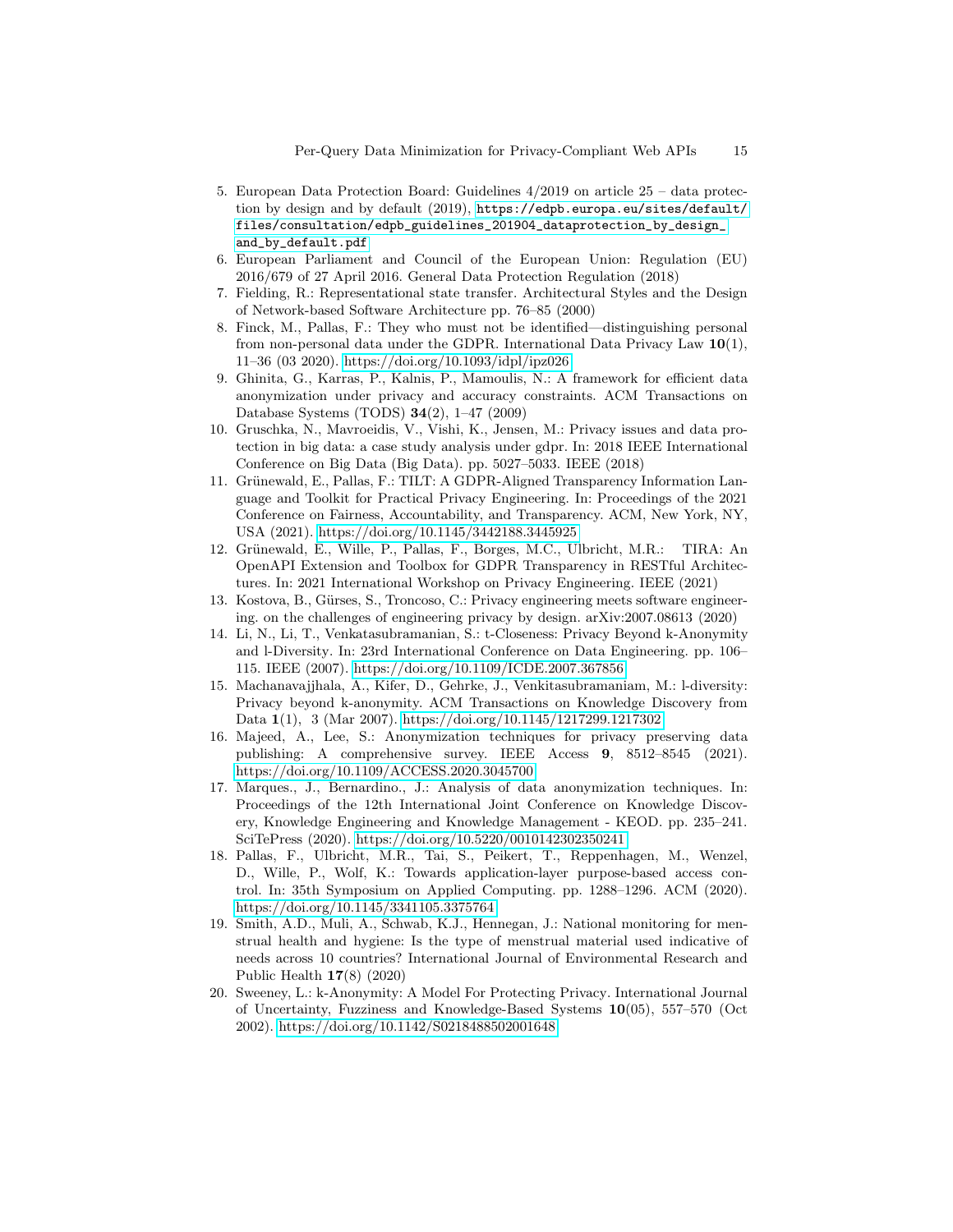5. European Data Protection Board: Guidelines 4/2019 on article 25 – data protection by design and by default (2019), https://edpb.europa.eu/sites/default/files/consultation/edpb_guidelines_201904_dataprotection_by_design_and_by_default.pdf
6. European Parliament and Council of the European Union: Regulation (EU) 2016/679 of 27 April 2016. General Data Protection Regulation (2018)
7. Fielding, R.: Representational state transfer. Architectural Styles and the Design of Network-based Software Architecture pp. 76–85 (2000)
8. Finck, M., Pallas, F.: They who must not be identified—distinguishing personal from non-personal data under the GDPR. International Data Privacy Law **10**(1), 11–36 (03 2020). https://doi.org/10.1093/idpl/ipz026
9. Ghinita, G., Karras, P., Kalnis, P., Mamoulis, N.: A framework for efficient data anonymization under privacy and accuracy constraints. ACM Transactions on Database Systems (TODS) **34**(2), 1–47 (2009)
10. Gruschka, N., Mavroeidis, V., Vishi, K., Jensen, M.: Privacy issues and data protection in big data: a case study analysis under gdpr. In: 2018 IEEE International Conference on Big Data (Big Data). pp. 5027–5033. IEEE (2018)
11. Grünewald, E., Pallas, F.: TILT: A GDPR-Aligned Transparency Information Language and Toolkit for Practical Privacy Engineering. In: Proceedings of the 2021 Conference on Fairness, Accountability, and Transparency. ACM, New York, NY, USA (2021). https://doi.org/10.1145/3442188.3445925
12. Grünewald, E., Wille, P., Pallas, F., Borges, M.C., Ulbricht, M.R.: TIRA: An OpenAPI Extension and Toolbox for GDPR Transparency in RESTful Architectures. In: 2021 International Workshop on Privacy Engineering. IEEE (2021)
13. Kostova, B., Gürses, S., Troncoso, C.: Privacy engineering meets software engineering. on the challenges of engineering privacy by design. arXiv:2007.08613 (2020)
14. Li, N., Li, T., Venkatasubramanian, S.: t-Closeness: Privacy Beyond k-Anonymity and l-Diversity. In: 23rd International Conference on Data Engineering. pp. 106–115. IEEE (2007). https://doi.org/10.1109/ICDE.2007.367856
15. Machanavajjhala, A., Kifer, D., Gehrke, J., Venkitasubramaniam, M.: l-diversity: Privacy beyond k-anonymity. ACM Transactions on Knowledge Discovery from Data **1**(1), 3 (Mar 2007). https://doi.org/10.1145/1217299.1217302
16. Majeed, A., Lee, S.: Anonymization techniques for privacy preserving data publishing: A comprehensive survey. IEEE Access **9**, 8512–8545 (2021). https://doi.org/10.1109/ACCESS.2020.3045700
17. Marques., J., Bernardino., J.: Analysis of data anonymization techniques. In: Proceedings of the 12th International Joint Conference on Knowledge Discovery, Knowledge Engineering and Knowledge Management - KEOD. pp. 235–241. SciTePress (2020). https://doi.org/10.5220/0010142302350241
18. Pallas, F., Ulbricht, M.R., Tai, S., Peikert, T., Reppenhagen, M., Wenzel, D., Wille, P., Wolf, K.: Towards application-layer purpose-based access control. In: 35th Symposium on Applied Computing. pp. 1288–1296. ACM (2020). https://doi.org/10.1145/3341105.3375764
19. Smith, A.D., Muli, A., Schwab, K.J., Hennegan, J.: National monitoring for menstrual health and hygiene: Is the type of menstrual material used indicative of needs across 10 countries? International Journal of Environmental Research and Public Health **17**(8) (2020)
20. Sweeney, L.: k-Anonymity: A Model For Protecting Privacy. International Journal of Uncertainty, Fuzziness and Knowledge-Based Systems **10**(05), 557–570 (Oct 2002). https://doi.org/10.1142/S0218488502001648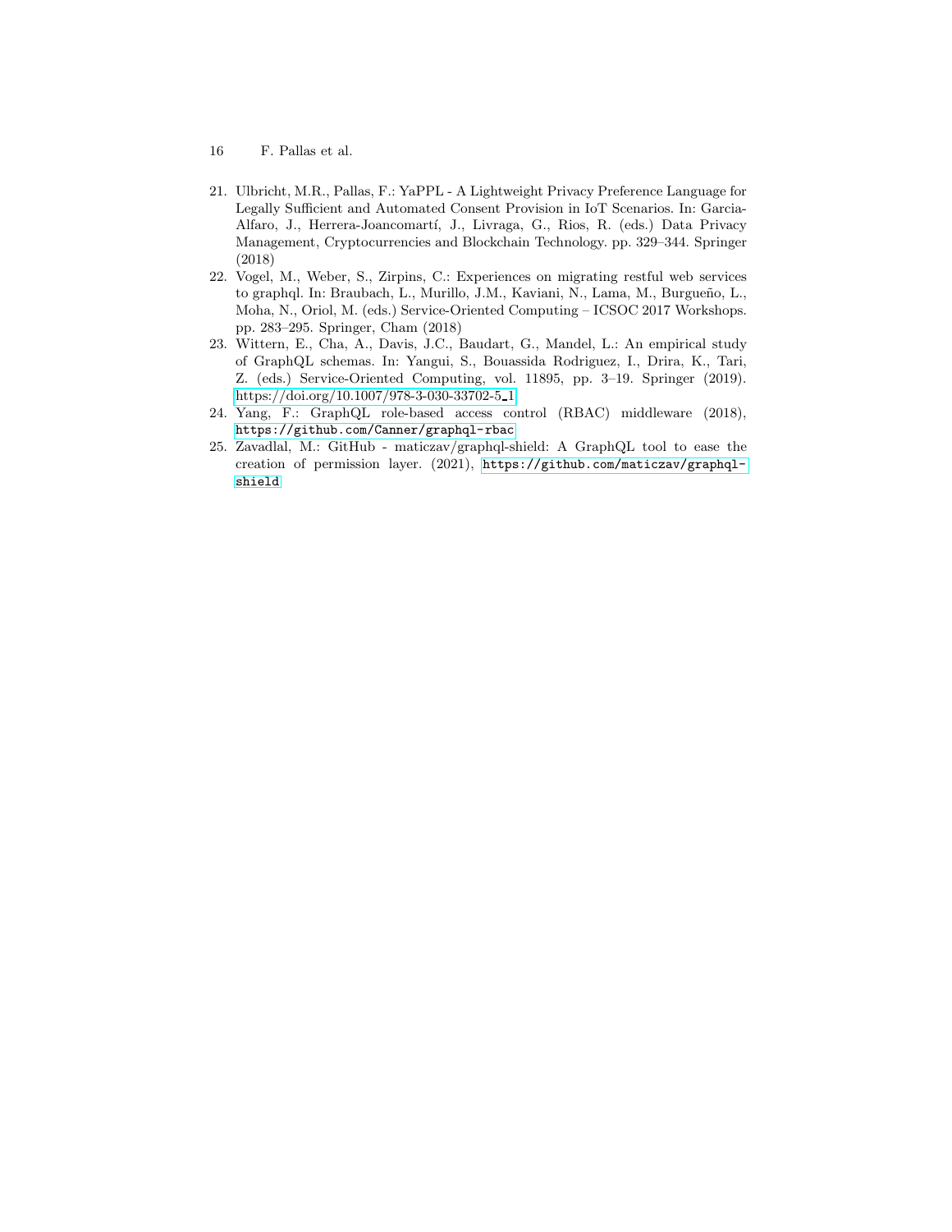21. Ulbricht, M.R., Pallas, F.: YaPPL - A Lightweight Privacy Preference Language for Legally Sufficient and Automated Consent Provision in IoT Scenarios. In: Garcia-Alfaro, J., Herrera-Joancomartí, J., Livraga, G., Rios, R. (eds.) Data Privacy Management, Cryptocurrencies and Blockchain Technology. pp. 329–344. Springer (2018)
22. Vogel, M., Weber, S., Zirpins, C.: Experiences on migrating restful web services to graphql. In: Braubach, L., Murillo, J.M., Kaviani, N., Lama, M., Burgueño, L., Moha, N., Oriol, M. (eds.) Service-Oriented Computing – ICSOC 2017 Workshops. pp. 283–295. Springer, Cham (2018)
23. Wittern, E., Cha, A., Davis, J.C., Baudart, G., Mandel, L.: An empirical study of GraphQL schemas. In: Yangui, S., Bouassida Rodriguez, I., Drira, K., Tari, Z. (eds.) Service-Oriented Computing, vol. 11895, pp. 3–19. Springer (2019). https://doi.org/10.1007/978-3-030-33702-5_1
24. Yang, F.: GraphQL role-based access control (RBAC) middleware (2018), https://github.com/Canner/graphql-rbac
25. Zavadlal, M.: GitHub - maticzav/graphql-shield: A GraphQL tool to ease the creation of permission layer. (2021), https://github.com/maticzav/graphql-shield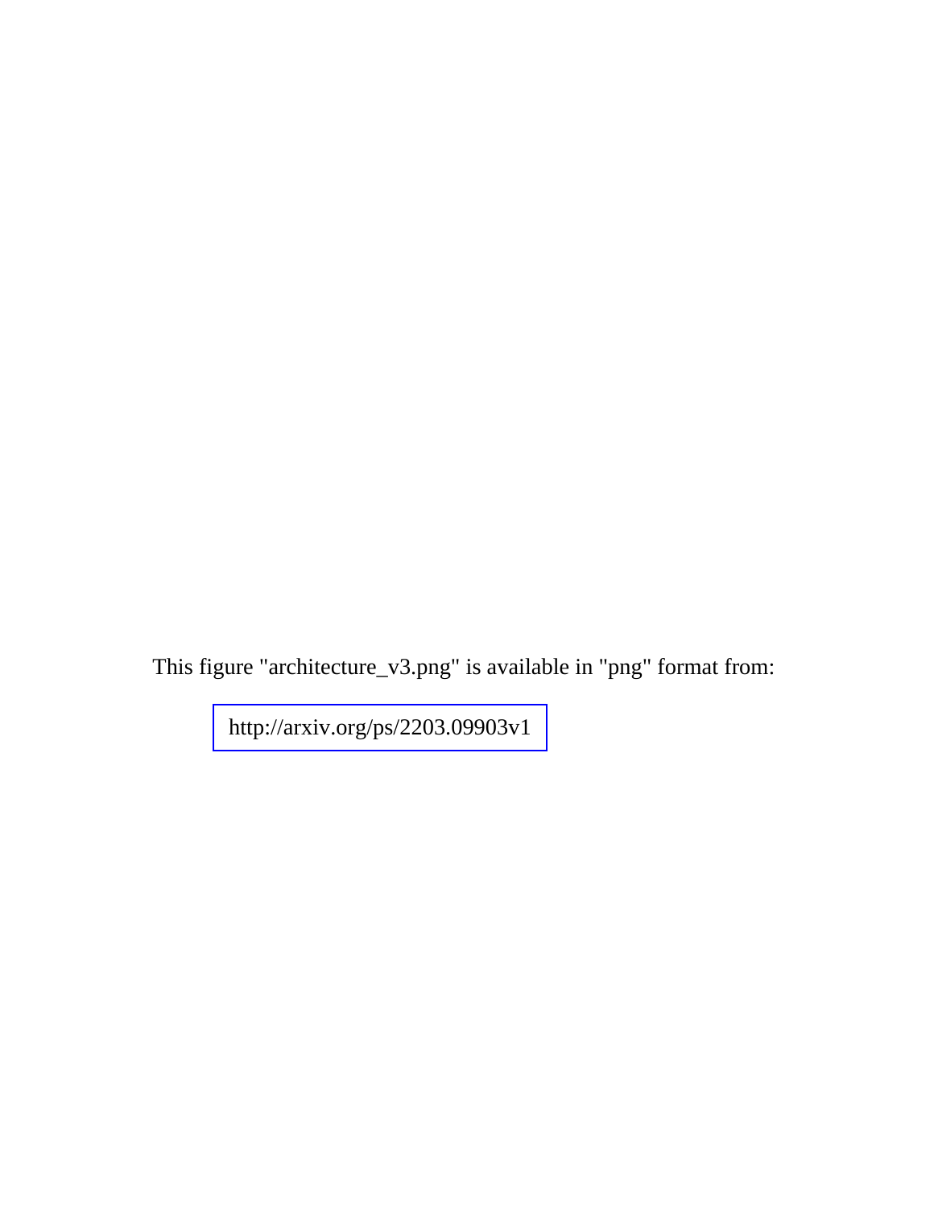This figure "architecture_v3.png" is available in "png" format from:

http://arxiv.org/ps/2203.09903v1